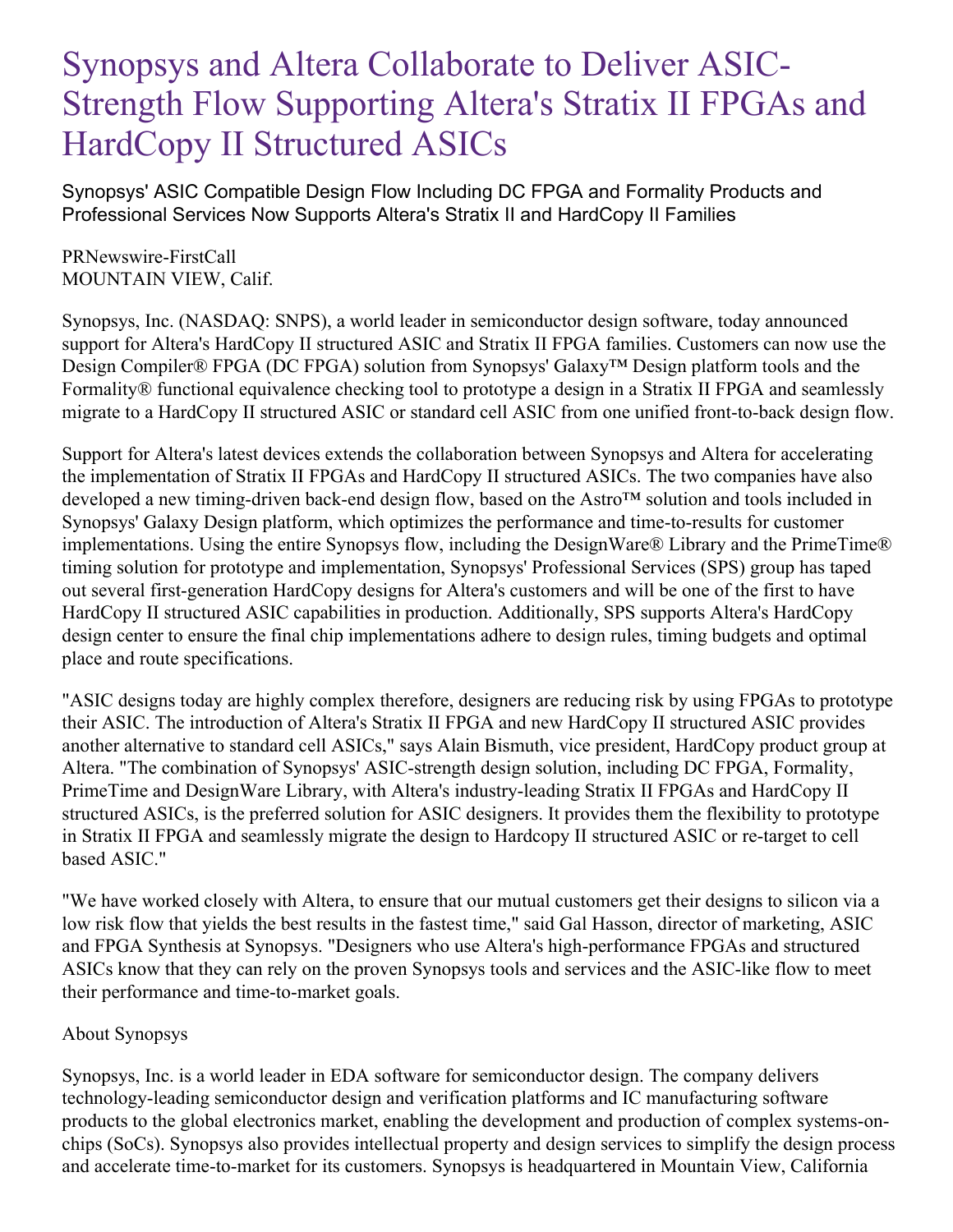# Synopsys and Altera Collaborate to Deliver ASIC-Strength Flow Supporting Altera's Stratix II FPGAs and HardCopy II Structured ASICs

## Synopsys' ASIC Compatible Design Flow Including DC FPGA and Formality Products and Professional Services Now Supports Altera's Stratix II and HardCopy II Families

PRNewswire-FirstCall
MOUNTAIN VIEW, Calif.

Synopsys, Inc. (NASDAQ: SNPS), a world leader in semiconductor design software, today announced support for Altera's HardCopy II structured ASIC and Stratix II FPGA families. Customers can now use the Design Compiler® FPGA (DC FPGA) solution from Synopsys' Galaxy™ Design platform tools and the Formality® functional equivalence checking tool to prototype a design in a Stratix II FPGA and seamlessly migrate to a HardCopy II structured ASIC or standard cell ASIC from one unified front-to-back design flow.

Support for Altera's latest devices extends the collaboration between Synopsys and Altera for accelerating the implementation of Stratix II FPGAs and HardCopy II structured ASICs. The two companies have also developed a new timing-driven back-end design flow, based on the Astro™ solution and tools included in Synopsys' Galaxy Design platform, which optimizes the performance and time-to-results for customer implementations. Using the entire Synopsys flow, including the DesignWare® Library and the PrimeTime® timing solution for prototype and implementation, Synopsys' Professional Services (SPS) group has taped out several first-generation HardCopy designs for Altera's customers and will be one of the first to have HardCopy II structured ASIC capabilities in production. Additionally, SPS supports Altera's HardCopy design center to ensure the final chip implementations adhere to design rules, timing budgets and optimal place and route specifications.

"ASIC designs today are highly complex therefore, designers are reducing risk by using FPGAs to prototype their ASIC. The introduction of Altera's Stratix II FPGA and new HardCopy II structured ASIC provides another alternative to standard cell ASICs," says Alain Bismuth, vice president, HardCopy product group at Altera. "The combination of Synopsys' ASIC-strength design solution, including DC FPGA, Formality, PrimeTime and DesignWare Library, with Altera's industry-leading Stratix II FPGAs and HardCopy II structured ASICs, is the preferred solution for ASIC designers. It provides them the flexibility to prototype in Stratix II FPGA and seamlessly migrate the design to Hardcopy II structured ASIC or re-target to cell based ASIC."

"We have worked closely with Altera, to ensure that our mutual customers get their designs to silicon via a low risk flow that yields the best results in the fastest time," said Gal Hasson, director of marketing, ASIC and FPGA Synthesis at Synopsys. "Designers who use Altera's high-performance FPGAs and structured ASICs know that they can rely on the proven Synopsys tools and services and the ASIC-like flow to meet their performance and time-to-market goals.

About Synopsys

Synopsys, Inc. is a world leader in EDA software for semiconductor design. The company delivers technology-leading semiconductor design and verification platforms and IC manufacturing software products to the global electronics market, enabling the development and production of complex systems-on-chips (SoCs). Synopsys also provides intellectual property and design services to simplify the design process and accelerate time-to-market for its customers. Synopsys is headquartered in Mountain View, California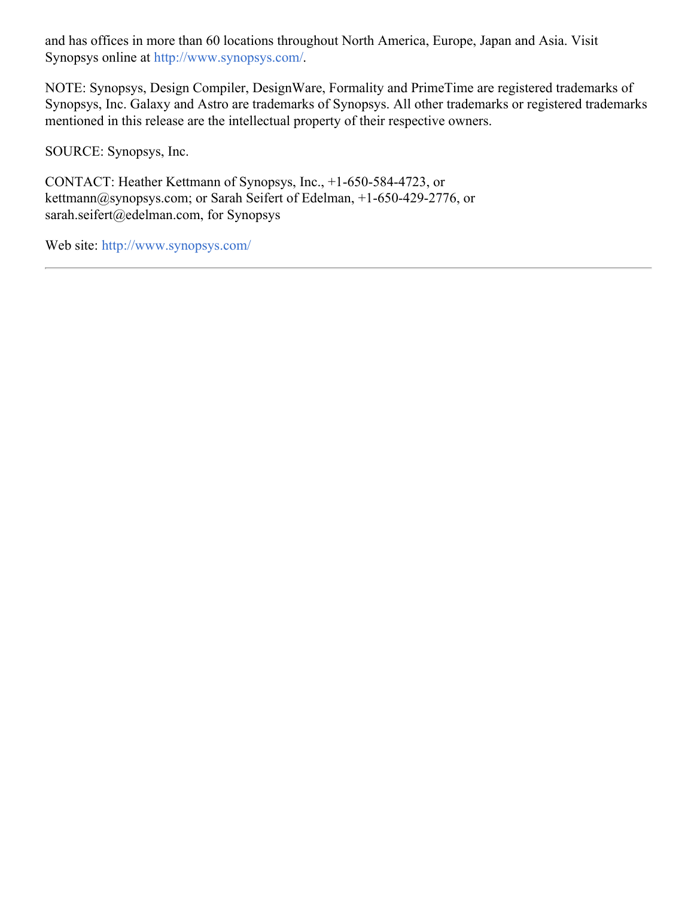and has offices in more than 60 locations throughout North America, Europe, Japan and Asia. Visit Synopsys online at http://www.synopsys.com/.

NOTE: Synopsys, Design Compiler, DesignWare, Formality and PrimeTime are registered trademarks of Synopsys, Inc. Galaxy and Astro are trademarks of Synopsys. All other trademarks or registered trademarks mentioned in this release are the intellectual property of their respective owners.

SOURCE: Synopsys, Inc.

CONTACT: Heather Kettmann of Synopsys, Inc., +1-650-584-4723, or kettmann@synopsys.com; or Sarah Seifert of Edelman, +1-650-429-2776, or sarah.seifert@edelman.com, for Synopsys

Web site: http://www.synopsys.com/

---